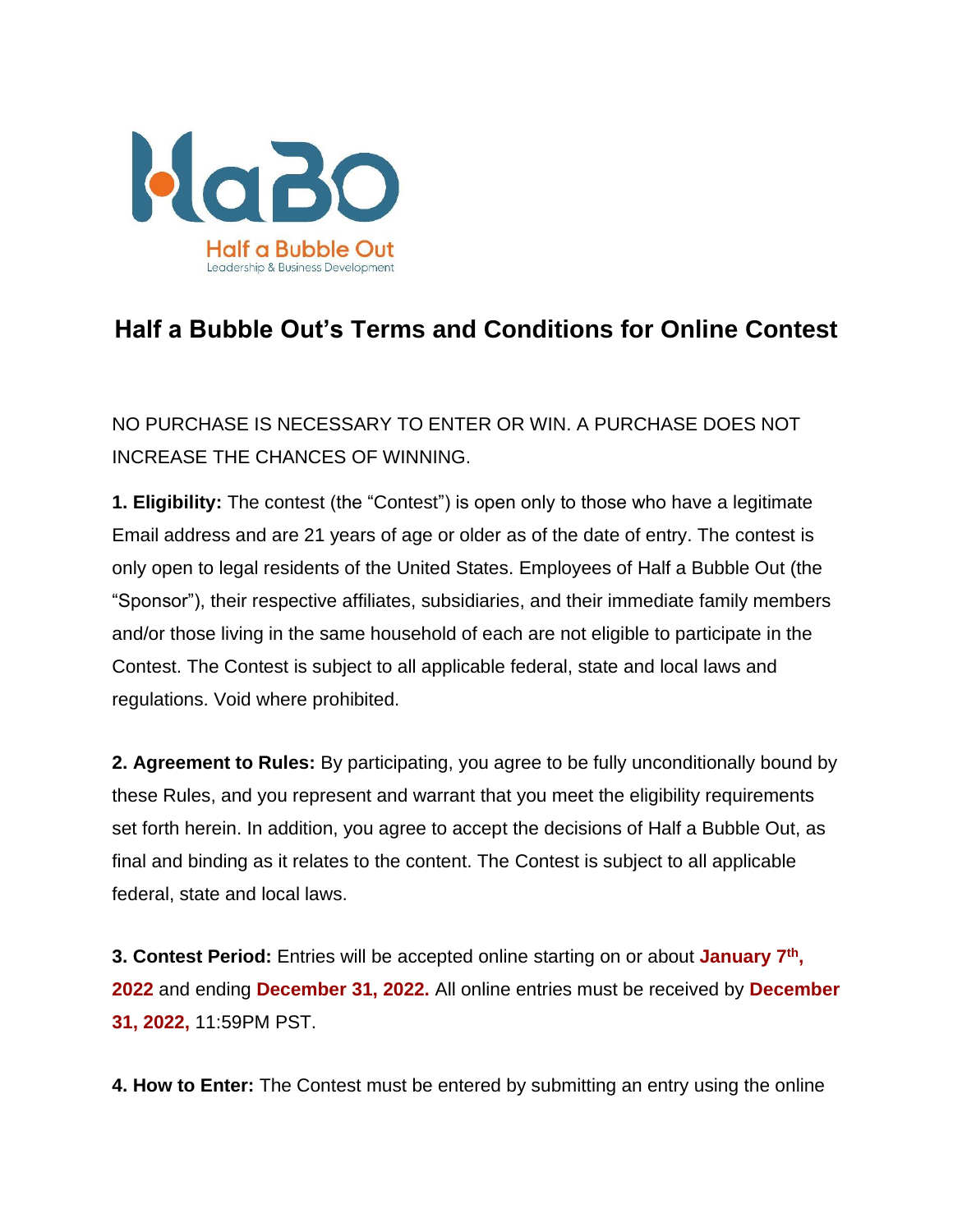# Half a Bubble Out's Terms and Conditions for Online Contest

NO PURCHASE IS NECESSARY TO ENTER OR WIN. A PURCHASE DOES NOT INCREASE THE CHANCES OF WINNING.

**1. Eligibility:** The contest (the "Contest") is open only to those who have a legitimate Email address and are 21 years of age or older as of the date of entry. The contest is only open to legal residents of the United States. Employees of Half a Bubble Out (the "Sponsor"), their respective affiliates, subsidiaries, and their immediate family members and/or those living in the same household of each are not eligible to participate in the Contest. The Contest is subject to all applicable federal, state and local laws and regulations. Void where prohibited.

**2. Agreement to Rules:** By participating, you agree to be fully unconditionally bound by these Rules, and you represent and warrant that you meet the eligibility requirements set forth herein. In addition, you agree to accept the decisions of Half a Bubble Out, as final and binding as it relates to the content. The Contest is subject to all applicable federal, state and local laws.

**3. Contest Period:** Entries will be accepted online starting on or about **January 7th, 2022** and ending **December 31, 2022.** All online entries must be received by **December 31, 2022,** 11:59PM PST.

**4. How to Enter:** The Contest must be entered by submitting an entry using the online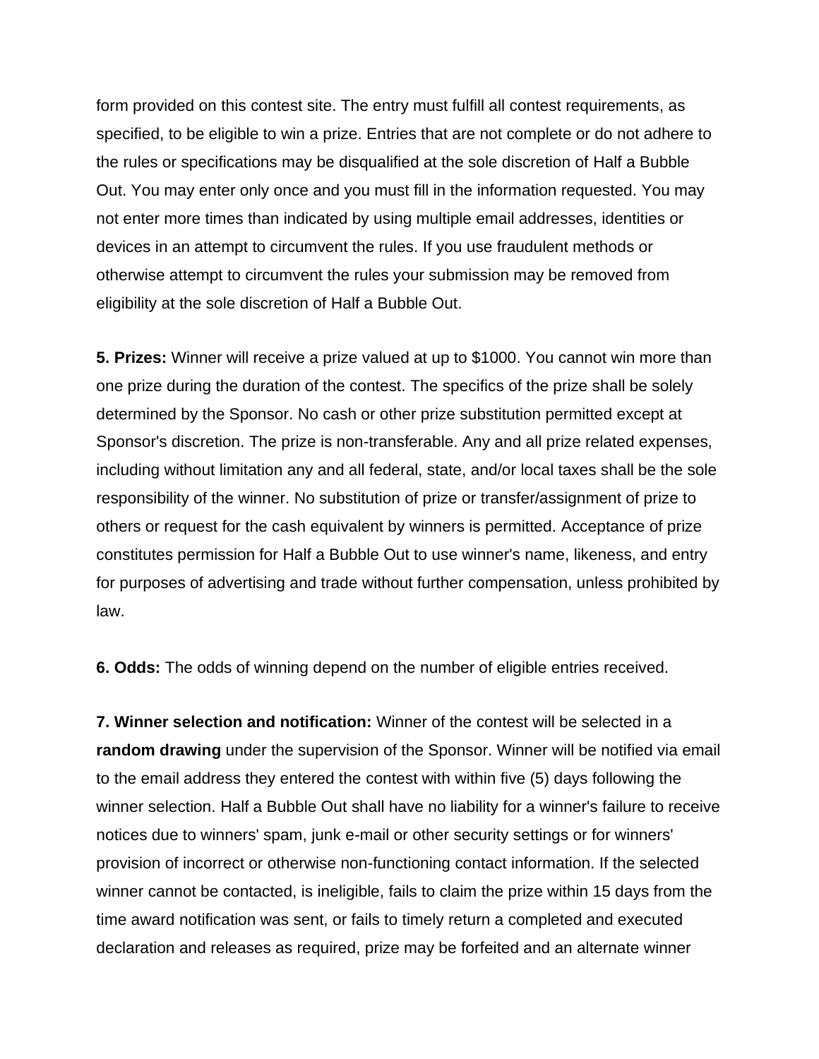form provided on this contest site. The entry must fulfill all contest requirements, as specified, to be eligible to win a prize. Entries that are not complete or do not adhere to the rules or specifications may be disqualified at the sole discretion of Half a Bubble Out. You may enter only once and you must fill in the information requested. You may not enter more times than indicated by using multiple email addresses, identities or devices in an attempt to circumvent the rules. If you use fraudulent methods or otherwise attempt to circumvent the rules your submission may be removed from eligibility at the sole discretion of Half a Bubble Out.

**5. Prizes:** Winner will receive a prize valued at up to $1000. You cannot win more than one prize during the duration of the contest. The specifics of the prize shall be solely determined by the Sponsor. No cash or other prize substitution permitted except at Sponsor's discretion. The prize is non-transferable. Any and all prize related expenses, including without limitation any and all federal, state, and/or local taxes shall be the sole responsibility of the winner. No substitution of prize or transfer/assignment of prize to others or request for the cash equivalent by winners is permitted. Acceptance of prize constitutes permission for Half a Bubble Out to use winner's name, likeness, and entry for purposes of advertising and trade without further compensation, unless prohibited by law.

**6. Odds:** The odds of winning depend on the number of eligible entries received.

**7. Winner selection and notification:** Winner of the contest will be selected in a **random drawing** under the supervision of the Sponsor. Winner will be notified via email to the email address they entered the contest with within five (5) days following the winner selection. Half a Bubble Out shall have no liability for a winner's failure to receive notices due to winners' spam, junk e-mail or other security settings or for winners' provision of incorrect or otherwise non-functioning contact information. If the selected winner cannot be contacted, is ineligible, fails to claim the prize within 15 days from the time award notification was sent, or fails to timely return a completed and executed declaration and releases as required, prize may be forfeited and an alternate winner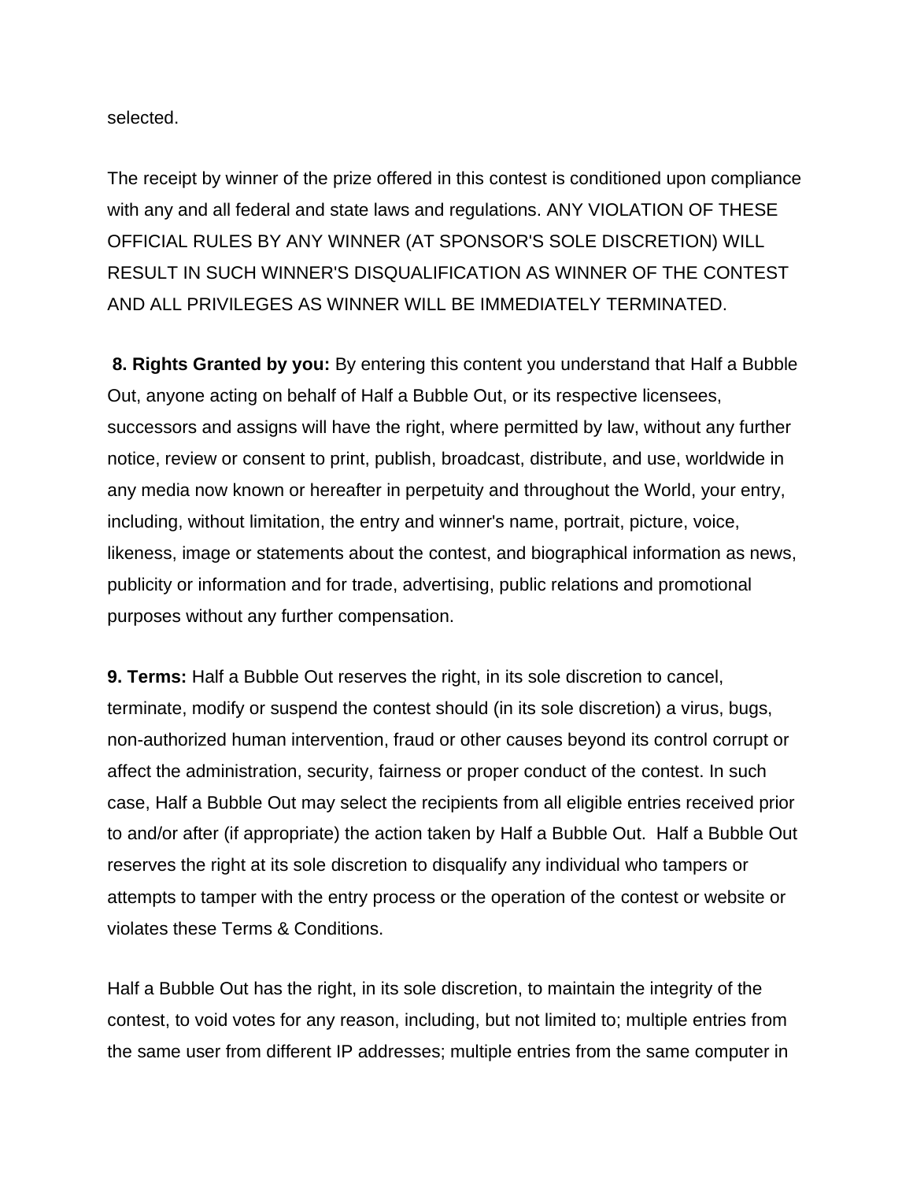selected.

The receipt by winner of the prize offered in this contest is conditioned upon compliance with any and all federal and state laws and regulations. ANY VIOLATION OF THESE OFFICIAL RULES BY ANY WINNER (AT SPONSOR'S SOLE DISCRETION) WILL RESULT IN SUCH WINNER'S DISQUALIFICATION AS WINNER OF THE CONTEST AND ALL PRIVILEGES AS WINNER WILL BE IMMEDIATELY TERMINATED.

**8. Rights Granted by you:** By entering this content you understand that Half a Bubble Out, anyone acting on behalf of Half a Bubble Out, or its respective licensees, successors and assigns will have the right, where permitted by law, without any further notice, review or consent to print, publish, broadcast, distribute, and use, worldwide in any media now known or hereafter in perpetuity and throughout the World, your entry, including, without limitation, the entry and winner's name, portrait, picture, voice, likeness, image or statements about the contest, and biographical information as news, publicity or information and for trade, advertising, public relations and promotional purposes without any further compensation.

**9. Terms:** Half a Bubble Out reserves the right, in its sole discretion to cancel, terminate, modify or suspend the contest should (in its sole discretion) a virus, bugs, non-authorized human intervention, fraud or other causes beyond its control corrupt or affect the administration, security, fairness or proper conduct of the contest. In such case, Half a Bubble Out may select the recipients from all eligible entries received prior to and/or after (if appropriate) the action taken by Half a Bubble Out. Half a Bubble Out reserves the right at its sole discretion to disqualify any individual who tampers or attempts to tamper with the entry process or the operation of the contest or website or violates these Terms & Conditions.

Half a Bubble Out has the right, in its sole discretion, to maintain the integrity of the contest, to void votes for any reason, including, but not limited to; multiple entries from the same user from different IP addresses; multiple entries from the same computer in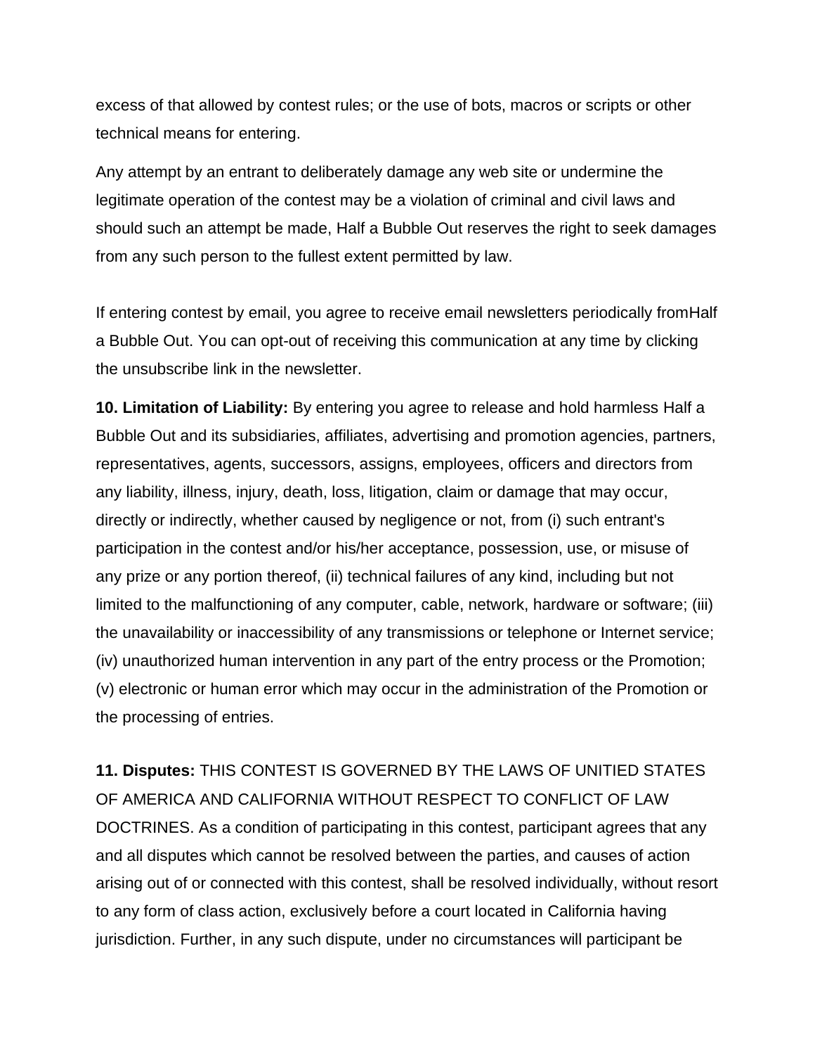excess of that allowed by contest rules; or the use of bots, macros or scripts or other technical means for entering.

Any attempt by an entrant to deliberately damage any web site or undermine the legitimate operation of the contest may be a violation of criminal and civil laws and should such an attempt be made, Half a Bubble Out reserves the right to seek damages from any such person to the fullest extent permitted by law.

If entering contest by email, you agree to receive email newsletters periodically fromHalf a Bubble Out. You can opt-out of receiving this communication at any time by clicking the unsubscribe link in the newsletter.

**10. Limitation of Liability:** By entering you agree to release and hold harmless Half a Bubble Out and its subsidiaries, affiliates, advertising and promotion agencies, partners, representatives, agents, successors, assigns, employees, officers and directors from any liability, illness, injury, death, loss, litigation, claim or damage that may occur, directly or indirectly, whether caused by negligence or not, from (i) such entrant's participation in the contest and/or his/her acceptance, possession, use, or misuse of any prize or any portion thereof, (ii) technical failures of any kind, including but not limited to the malfunctioning of any computer, cable, network, hardware or software; (iii) the unavailability or inaccessibility of any transmissions or telephone or Internet service; (iv) unauthorized human intervention in any part of the entry process or the Promotion; (v) electronic or human error which may occur in the administration of the Promotion or the processing of entries.

**11. Disputes:** THIS CONTEST IS GOVERNED BY THE LAWS OF UNITIED STATES OF AMERICA AND CALIFORNIA WITHOUT RESPECT TO CONFLICT OF LAW DOCTRINES. As a condition of participating in this contest, participant agrees that any and all disputes which cannot be resolved between the parties, and causes of action arising out of or connected with this contest, shall be resolved individually, without resort to any form of class action, exclusively before a court located in California having jurisdiction. Further, in any such dispute, under no circumstances will participant be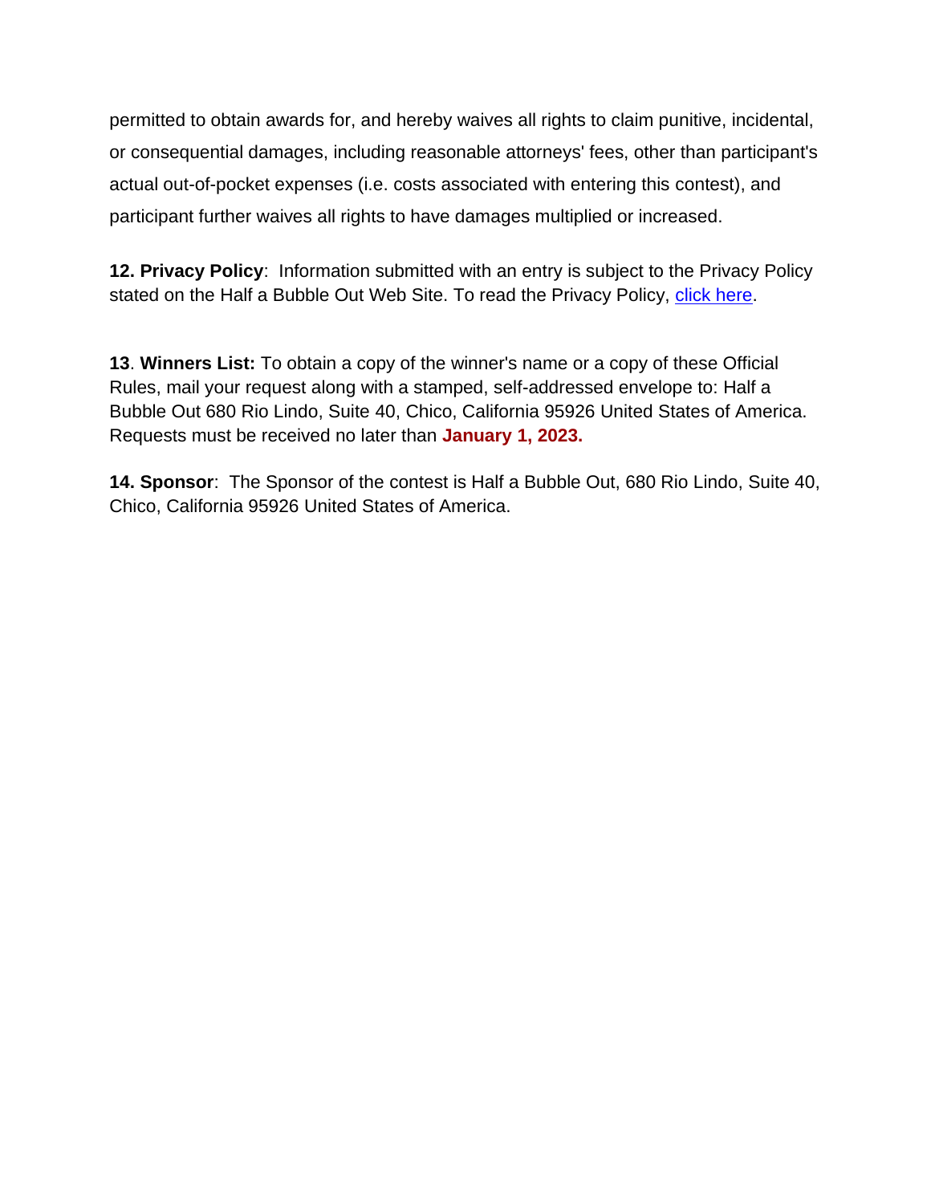permitted to obtain awards for, and hereby waives all rights to claim punitive, incidental, or consequential damages, including reasonable attorneys' fees, other than participant's actual out-of-pocket expenses (i.e. costs associated with entering this contest), and participant further waives all rights to have damages multiplied or increased.

**12. Privacy Policy**: Information submitted with an entry is subject to the Privacy Policy stated on the Half a Bubble Out Web Site. To read the Privacy Policy, click here.

**13**. **Winners List:** To obtain a copy of the winner's name or a copy of these Official Rules, mail your request along with a stamped, self-addressed envelope to: Half a Bubble Out 680 Rio Lindo, Suite 40, Chico, California 95926 United States of America. Requests must be received no later than **January 1, 2023.**

**14. Sponsor**: The Sponsor of the contest is Half a Bubble Out, 680 Rio Lindo, Suite 40, Chico, California 95926 United States of America.